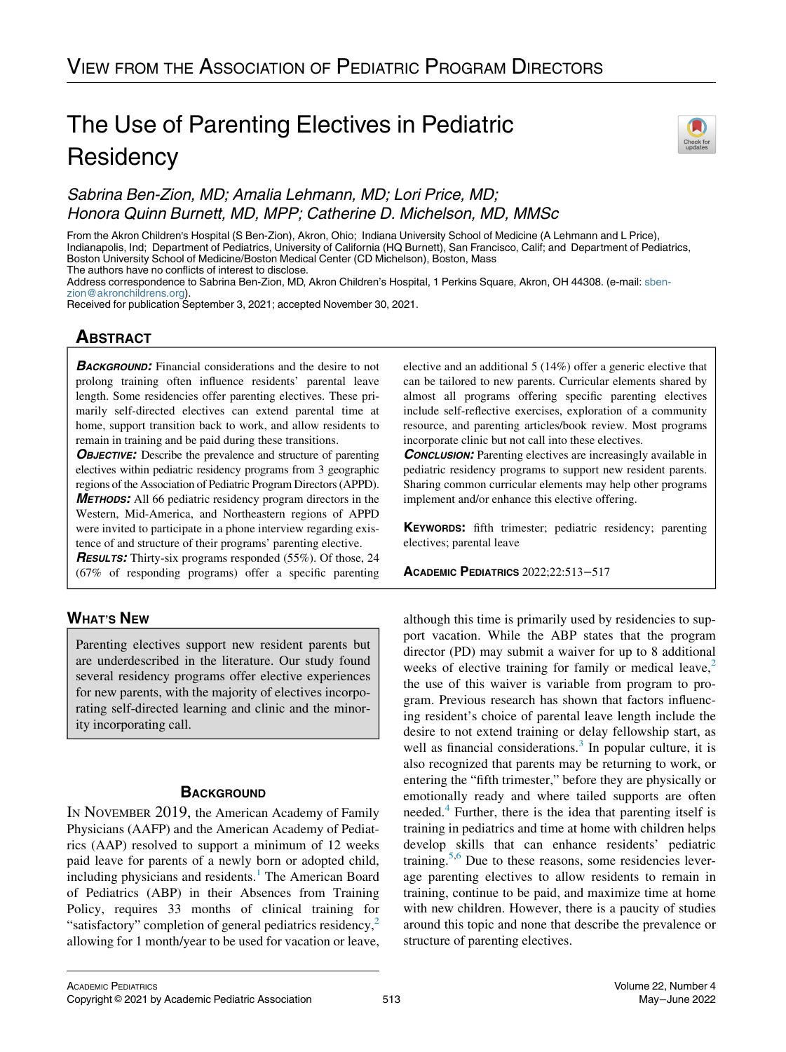## View from the Association of Pediatric Program Directors

# The Use of Parenting Electives in Pediatric Residency

*Sabrina Ben-Zion, MD; Amalia Lehmann, MD; Lori Price, MD; Honora Quinn Burnett, MD, MPP; Catherine D. Michelson, MD, MMSc*

From the Akron Children's Hospital (S Ben-Zion), Akron, Ohio; Indiana University School of Medicine (A Lehmann and L Price), Indianapolis, Ind; Department of Pediatrics, University of California (HQ Burnett), San Francisco, Calif; and Department of Pediatrics, Boston University School of Medicine/Boston Medical Center (CD Michelson), Boston, Mass

The authors have no conflicts of interest to disclose.

Address correspondence to Sabrina Ben-Zion, MD, Akron Children's Hospital, 1 Perkins Square, Akron, OH 44308. (e-mail: sben-zion@akronchildrens.org).

Received for publication September 3, 2021; accepted November 30, 2021.

## Abstract

***Background:*** Financial considerations and the desire to not prolong training often influence residents' parental leave length. Some residencies offer parenting electives. These primarily self-directed electives can extend parental time at home, support transition back to work, and allow residents to remain in training and be paid during these transitions.

***Objective:*** Describe the prevalence and structure of parenting electives within pediatric residency programs from 3 geographic regions of the Association of Pediatric Program Directors (APPD).

***Methods:*** All 66 pediatric residency program directors in the Western, Mid-America, and Northeastern regions of APPD were invited to participate in a phone interview regarding existence of and structure of their programs' parenting elective.

***Results:*** Thirty-six programs responded (55%). Of those, 24 (67% of responding programs) offer a specific parenting elective and an additional 5 (14%) offer a generic elective that can be tailored to new parents. Curricular elements shared by almost all programs offering specific parenting electives include self-reflective exercises, exploration of a community resource, and parenting articles/book review. Most programs incorporate clinic but not call into these electives.

***Conclusion:*** Parenting electives are increasingly available in pediatric residency programs to support new resident parents. Sharing common curricular elements may help other programs implement and/or enhance this elective offering.

**Keywords:** fifth trimester; pediatric residency; parenting electives; parental leave

Academic Pediatrics 2022;22:513−517

## What's New

Parenting electives support new resident parents but are underdescribed in the literature. Our study found several residency programs offer elective experiences for new parents, with the majority of electives incorporating self-directed learning and clinic and the minority incorporating call.

## Background

In November 2019, the American Academy of Family Physicians (AAFP) and the American Academy of Pediatrics (AAP) resolved to support a minimum of 12 weeks paid leave for parents of a newly born or adopted child, including physicians and residents.[1] The American Board of Pediatrics (ABP) in their Absences from Training Policy, requires 33 months of clinical training for "satisfactory" completion of general pediatrics residency,[2] allowing for 1 month/year to be used for vacation or leave, although this time is primarily used by residencies to support vacation. While the ABP states that the program director (PD) may submit a waiver for up to 8 additional weeks of elective training for family or medical leave,[2] the use of this waiver is variable from program to program. Previous research has shown that factors influencing resident's choice of parental leave length include the desire to not extend training or delay fellowship start, as well as financial considerations.[3] In popular culture, it is also recognized that parents may be returning to work, or entering the "fifth trimester," before they are physically or emotionally ready and where tailed supports are often needed.[4] Further, there is the idea that parenting itself is training in pediatrics and time at home with children helps develop skills that can enhance residents' pediatric training.[5,6] Due to these reasons, some residencies leverage parenting electives to allow residents to remain in training, continue to be paid, and maximize time at home with new children. However, there is a paucity of studies around this topic and none that describe the prevalence or structure of parenting electives.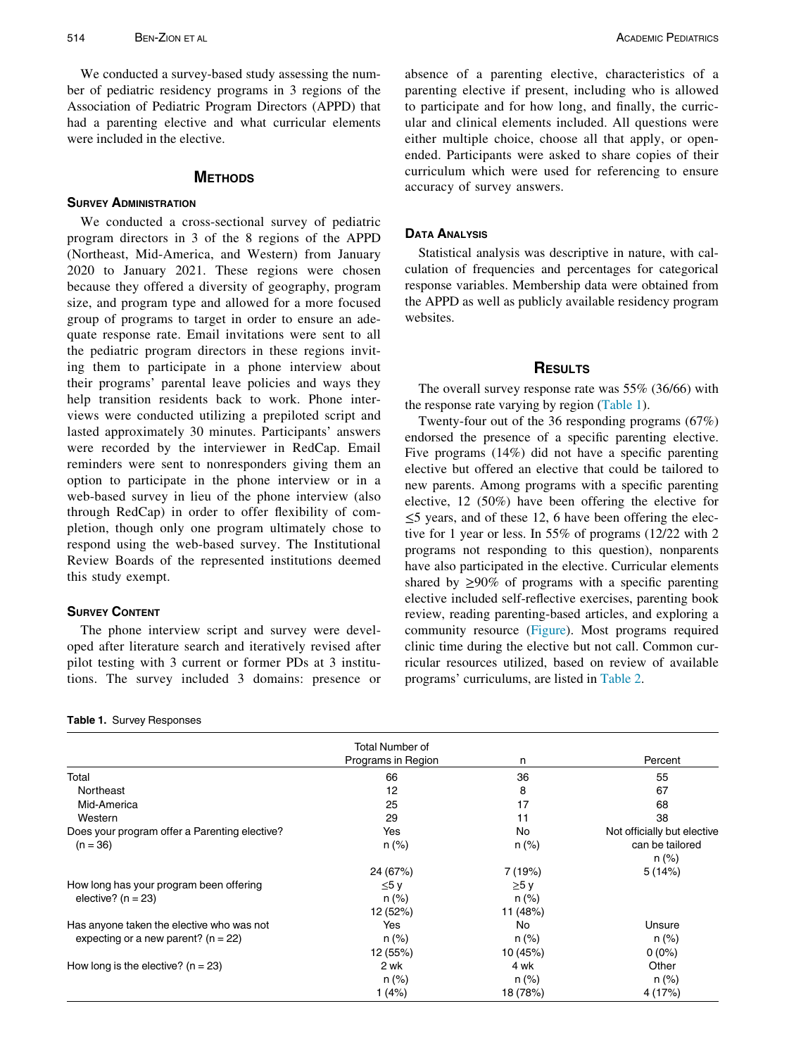We conducted a survey-based study assessing the number of pediatric residency programs in 3 regions of the Association of Pediatric Program Directors (APPD) that had a parenting elective and what curricular elements were included in the elective.

## Methods

### Survey Administration

We conducted a cross-sectional survey of pediatric program directors in 3 of the 8 regions of the APPD (Northeast, Mid-America, and Western) from January 2020 to January 2021. These regions were chosen because they offered a diversity of geography, program size, and program type and allowed for a more focused group of programs to target in order to ensure an adequate response rate. Email invitations were sent to all the pediatric program directors in these regions inviting them to participate in a phone interview about their programs' parental leave policies and ways they help transition residents back to work. Phone interviews were conducted utilizing a prepiloted script and lasted approximately 30 minutes. Participants' answers were recorded by the interviewer in RedCap. Email reminders were sent to nonresponders giving them an option to participate in the phone interview or in a web-based survey in lieu of the phone interview (also through RedCap) in order to offer flexibility of completion, though only one program ultimately chose to respond using the web-based survey. The Institutional Review Boards of the represented institutions deemed this study exempt.

### Survey Content

The phone interview script and survey were developed after literature search and iteratively revised after pilot testing with 3 current or former PDs at 3 institutions. The survey included 3 domains: presence or absence of a parenting elective, characteristics of a parenting elective if present, including who is allowed to participate and for how long, and finally, the curricular and clinical elements included. All questions were either multiple choice, choose all that apply, or open-ended. Participants were asked to share copies of their curriculum which were used for referencing to ensure accuracy of survey answers.

### Data Analysis

Statistical analysis was descriptive in nature, with calculation of frequencies and percentages for categorical response variables. Membership data were obtained from the APPD as well as publicly available residency program websites.

## Results

The overall survey response rate was 55% (36/66) with the response rate varying by region (Table 1).

Twenty-four out of the 36 responding programs (67%) endorsed the presence of a specific parenting elective. Five programs (14%) did not have a specific parenting elective but offered an elective that could be tailored to new parents. Among programs with a specific parenting elective, 12 (50%) have been offering the elective for ≤5 years, and of these 12, 6 have been offering the elective for 1 year or less. In 55% of programs (12/22 with 2 programs not responding to this question), nonparents have also participated in the elective. Curricular elements shared by ≥90% of programs with a specific parenting elective included self-reflective exercises, parenting book review, reading parenting-based articles, and exploring a community resource (Figure). Most programs required clinic time during the elective but not call. Common curricular resources utilized, based on review of available programs' curriculums, are listed in Table 2.

**Table 1.** Survey Responses

| | Total Number of Programs in Region | n | Percent |
|---|---|---|---|
| Total | 66 | 36 | 55 |
| Northeast | 12 | 8 | 67 |
| Mid-America | 25 | 17 | 68 |
| Western | 29 | 11 | 38 |
| Does your program offer a Parenting elective? (n = 36) | Yes n (%) | No n (%) | Not officially but elective can be tailored n (%) |
| | 24 (67%) | 7 (19%) | 5 (14%) |
| How long has your program been offering elective? (n = 23) | ≤5 y n (%) | ≥5 y n (%) | |
| | 12 (52%) | 11 (48%) | |
| Has anyone taken the elective who was not expecting or a new parent? (n = 22) | Yes n (%) | No n (%) | Unsure n (%) |
| | 12 (55%) | 10 (45%) | 0 (0%) |
| How long is the elective? (n = 23) | 2 wk n (%) | 4 wk n (%) | Other n (%) |
| | 1 (4%) | 18 (78%) | 4 (17%) |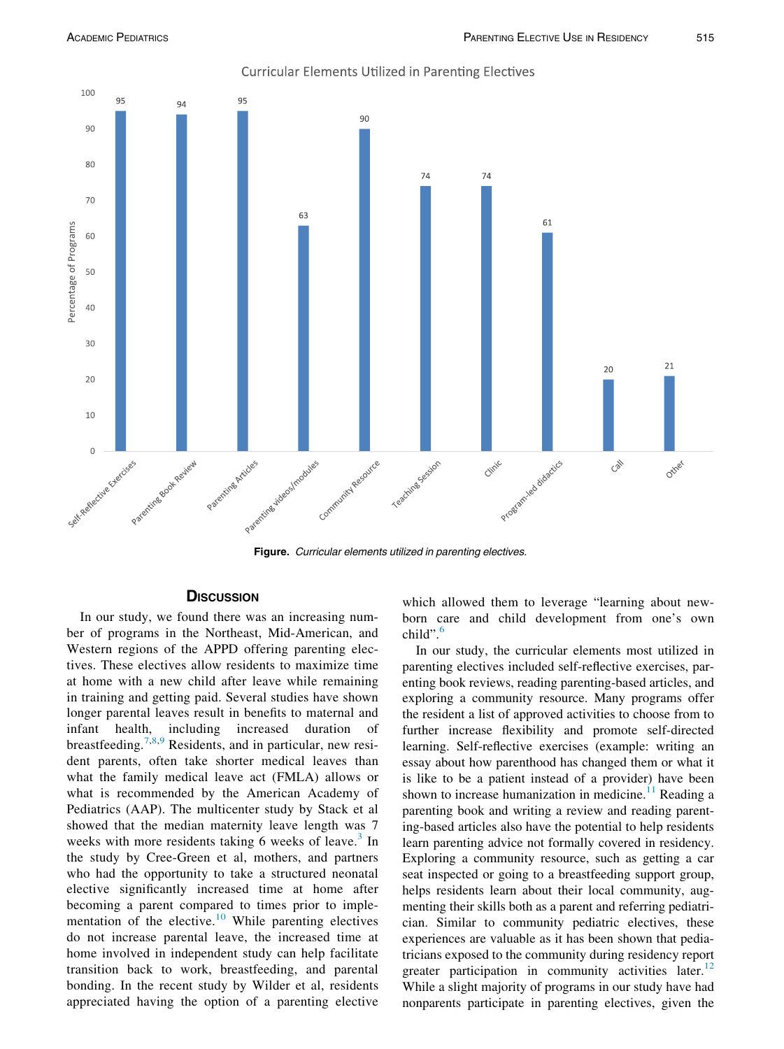Curricular Elements Utilized in Parenting Electives

| Curricular Element | Percentage of Programs |
| --- | --- |
| Self-Reflective Exercises | 95 |
| Parenting Book Review | 94 |
| Parenting Articles | 95 |
| Parenting videos/modules | 63 |
| Community Resource | 90 |
| Teaching Session | 74 |
| Clinic | 74 |
| Program-led didactics | 61 |
| Call | 20 |
| Other | 21 |

**Figure.** *Curricular elements utilized in parenting electives.*

## Discussion

In our study, we found there was an increasing number of programs in the Northeast, Mid-American, and Western regions of the APPD offering parenting electives. These electives allow residents to maximize time at home with a new child after leave while remaining in training and getting paid. Several studies have shown longer parental leaves result in benefits to maternal and infant health, including increased duration of breastfeeding.[7,8,9] Residents, and in particular, new resident parents, often take shorter medical leaves than what the family medical leave act (FMLA) allows or what is recommended by the American Academy of Pediatrics (AAP). The multicenter study by Stack et al showed that the median maternity leave length was 7 weeks with more residents taking 6 weeks of leave.[3] In the study by Cree-Green et al, mothers, and partners who had the opportunity to take a structured neonatal elective significantly increased time at home after becoming a parent compared to times prior to implementation of the elective.[10] While parenting electives do not increase parental leave, the increased time at home involved in independent study can help facilitate transition back to work, breastfeeding, and parental bonding. In the recent study by Wilder et al, residents appreciated having the option of a parenting elective which allowed them to leverage "learning about newborn care and child development from one's own child".[6]

In our study, the curricular elements most utilized in parenting electives included self-reflective exercises, parenting book reviews, reading parenting-based articles, and exploring a community resource. Many programs offer the resident a list of approved activities to choose from to further increase flexibility and promote self-directed learning. Self-reflective exercises (example: writing an essay about how parenthood has changed them or what it is like to be a patient instead of a provider) have been shown to increase humanization in medicine.[11] Reading a parenting book and writing a review and reading parenting-based articles also have the potential to help residents learn parenting advice not formally covered in residency. Exploring a community resource, such as getting a car seat inspected or going to a breastfeeding support group, helps residents learn about their local community, augmenting their skills both as a parent and referring pediatrician. Similar to community pediatric electives, these experiences are valuable as it has been shown that pediatricians exposed to the community during residency report greater participation in community activities later.[12] While a slight majority of programs in our study have had nonparents participate in parenting electives, given the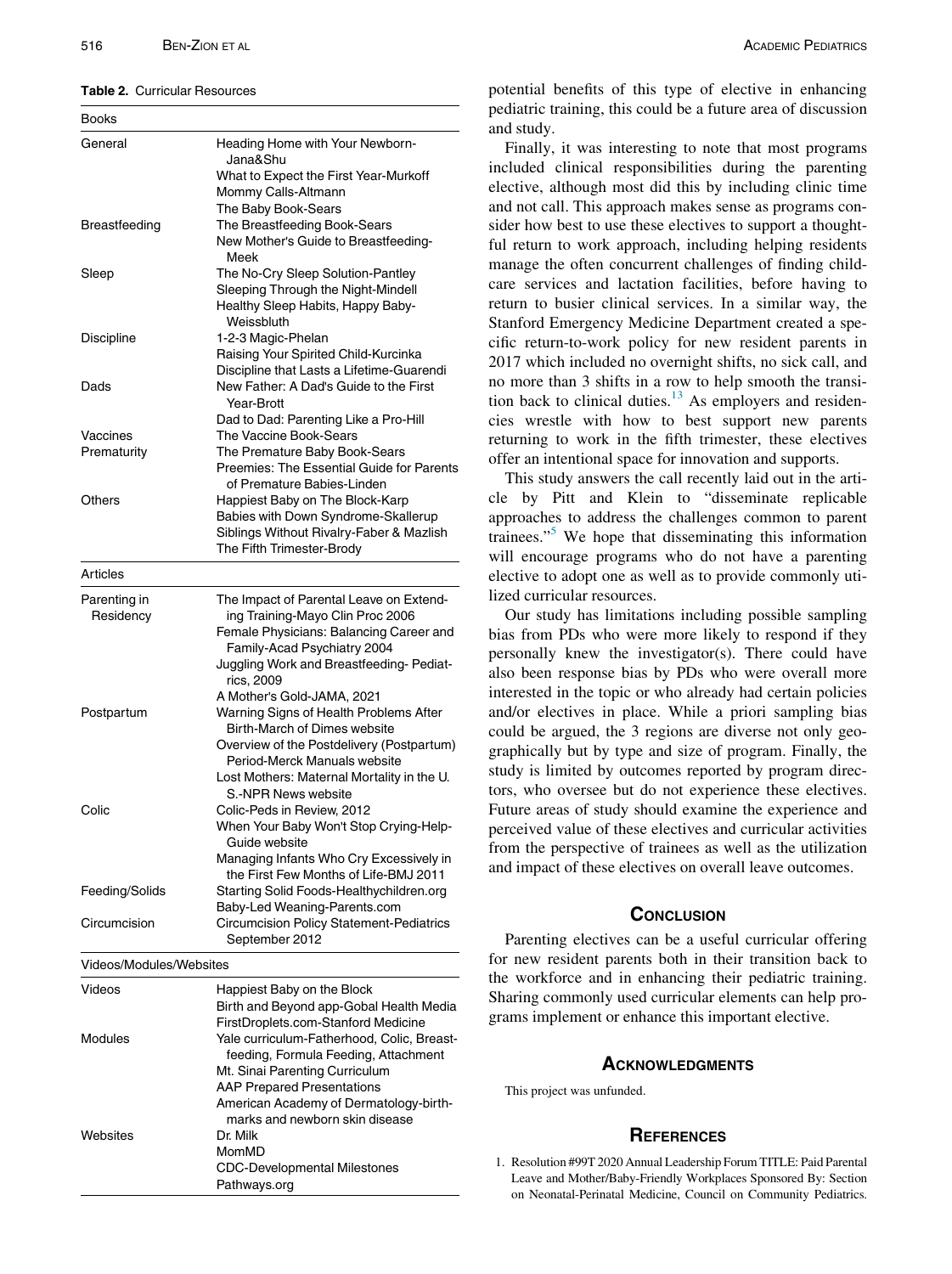**Table 2.** Curricular Resources

| Books | |
|---|---|
| General | Heading Home with Your Newborn-Jana&Shu<br>What to Expect the First Year-Murkoff<br>Mommy Calls-Altmann<br>The Baby Book-Sears |
| Breastfeeding | The Breastfeeding Book-Sears<br>New Mother's Guide to Breastfeeding-Meek |
| Sleep | The No-Cry Sleep Solution-Pantley<br>Sleeping Through the Night-Mindell<br>Healthy Sleep Habits, Happy Baby-Weissbluth |
| Discipline | 1-2-3 Magic-Phelan<br>Raising Your Spirited Child-Kurcinka<br>Discipline that Lasts a Lifetime-Guarendi |
| Dads | New Father: A Dad's Guide to the First Year-Brott<br>Dad to Dad: Parenting Like a Pro-Hill |
| Vaccines | The Vaccine Book-Sears |
| Prematurity | The Premature Baby Book-Sears<br>Preemies: The Essential Guide for Parents of Premature Babies-Linden |
| Others | Happiest Baby on The Block-Karp<br>Babies with Down Syndrome-Skallerup<br>Siblings Without Rivalry-Faber & Mazlish<br>The Fifth Trimester-Brody |
| **Articles** | |
| Parenting in Residency | The Impact of Parental Leave on Extending Training-Mayo Clin Proc 2006<br>Female Physicians: Balancing Career and Family-Acad Psychiatry 2004<br>Juggling Work and Breastfeeding- Pediatrics, 2009<br>A Mother's Gold-JAMA, 2021 |
| Postpartum | Warning Signs of Health Problems After Birth-March of Dimes website<br>Overview of the Postdelivery (Postpartum) Period-Merck Manuals website<br>Lost Mothers: Maternal Mortality in the U.S.-NPR News website |
| Colic | Colic-Peds in Review, 2012<br>When Your Baby Won't Stop Crying-Help-Guide website<br>Managing Infants Who Cry Excessively in the First Few Months of Life-BMJ 2011 |
| Feeding/Solids | Starting Solid Foods-Healthychildren.org<br>Baby-Led Weaning-Parents.com |
| Circumcision | Circumcision Policy Statement-Pediatrics September 2012 |
| **Videos/Modules/Websites** | |
| Videos | Happiest Baby on the Block<br>Birth and Beyond app-Gobal Health Media<br>FirstDroplets.com-Stanford Medicine |
| Modules | Yale curriculum-Fatherhood, Colic, Breastfeeding, Formula Feeding, Attachment<br>Mt. Sinai Parenting Curriculum<br>AAP Prepared Presentations<br>American Academy of Dermatology-birthmarks and newborn skin disease |
| Websites | Dr. Milk<br>MomMD<br>CDC-Developmental Milestones<br>Pathways.org |

potential benefits of this type of elective in enhancing pediatric training, this could be a future area of discussion and study.

Finally, it was interesting to note that most programs included clinical responsibilities during the parenting elective, although most did this by including clinic time and not call. This approach makes sense as programs consider how best to use these electives to support a thoughtful return to work approach, including helping residents manage the often concurrent challenges of finding childcare services and lactation facilities, before having to return to busier clinical services. In a similar way, the Stanford Emergency Medicine Department created a specific return-to-work policy for new resident parents in 2017 which included no overnight shifts, no sick call, and no more than 3 shifts in a row to help smooth the transition back to clinical duties.[13] As employers and residencies wrestle with how to best support new parents returning to work in the fifth trimester, these electives offer an intentional space for innovation and supports.

This study answers the call recently laid out in the article by Pitt and Klein to "disseminate replicable approaches to address the challenges common to parent trainees."[5] We hope that disseminating this information will encourage programs who do not have a parenting elective to adopt one as well as to provide commonly utilized curricular resources.

Our study has limitations including possible sampling bias from PDs who were more likely to respond if they personally knew the investigator(s). There could have also been response bias by PDs who were overall more interested in the topic or who already had certain policies and/or electives in place. While a priori sampling bias could be argued, the 3 regions are diverse not only geographically but by type and size of program. Finally, the study is limited by outcomes reported by program directors, who oversee but do not experience these electives. Future areas of study should examine the experience and perceived value of these electives and curricular activities from the perspective of trainees as well as the utilization and impact of these electives on overall leave outcomes.

## Conclusion

Parenting electives can be a useful curricular offering for new resident parents both in their transition back to the workforce and in enhancing their pediatric training. Sharing commonly used curricular elements can help programs implement or enhance this important elective.

## Acknowledgments

This project was unfunded.

## References

1. Resolution #99T 2020 Annual Leadership Forum TITLE: Paid Parental Leave and Mother/Baby-Friendly Workplaces Sponsored By: Section on Neonatal-Perinatal Medicine, Council on Community Pediatrics.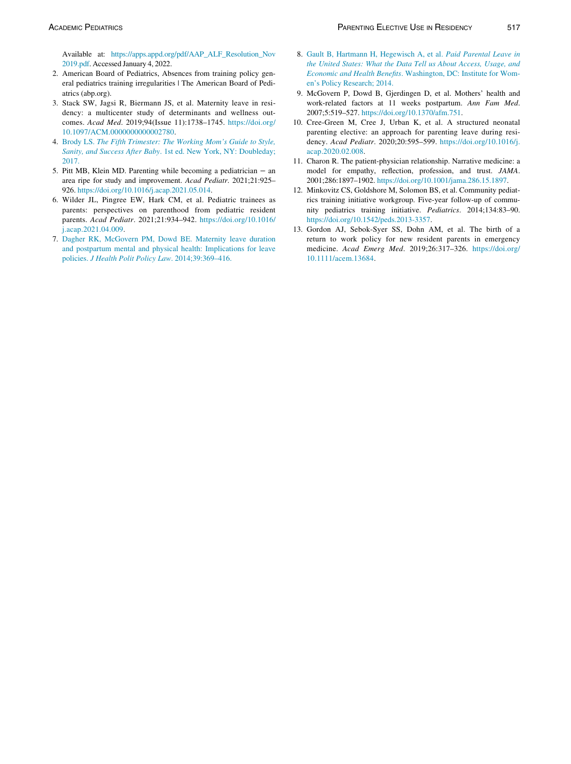Available at: https://apps.appd.org/pdf/AAP_ALF_Resolution_Nov2019.pdf. Accessed January 4, 2022.

2. American Board of Pediatrics, Absences from training policy general pediatrics training irregularities | The American Board of Pediatrics (abp.org).
3. Stack SW, Jagsi R, Biermann JS, et al. Maternity leave in residency: a multicenter study of determinants and wellness outcomes. *Acad Med*. 2019;94(Issue 11):1738–1745. https://doi.org/10.1097/ACM.0000000000002780.
4. Brody LS. *The Fifth Trimester: The Working Mom's Guide to Style, Sanity, and Success After Baby*. 1st ed. New York, NY: Doubleday; 2017.
5. Pitt MB, Klein MD. Parenting while becoming a pediatrician – an area ripe for study and improvement. *Acad Pediatr*. 2021;21:925–926. https://doi.org/10.1016/j.acap.2021.05.014.
6. Wilder JL, Pingree EW, Hark CM, et al. Pediatric trainees as parents: perspectives on parenthood from pediatric resident parents. *Acad Pediatr*. 2021;21:934–942. https://doi.org/10.1016/j.acap.2021.04.009.
7. Dagher RK, McGovern PM, Dowd BE. Maternity leave duration and postpartum mental and physical health: Implications for leave policies. *J Health Polit Policy Law*. 2014;39:369–416.
8. Gault B, Hartmann H, Hegewisch A, et al. *Paid Parental Leave in the United States: What the Data Tell us About Access, Usage, and Economic and Health Benefits*. Washington, DC: Institute for Women's Policy Research; 2014.
9. McGovern P, Dowd B, Gjerdingen D, et al. Mothers' health and work-related factors at 11 weeks postpartum. *Ann Fam Med*. 2007;5:519–527. https://doi.org/10.1370/afm.751.
10. Cree-Green M, Cree J, Urban K, et al. A structured neonatal parenting elective: an approach for parenting leave during residency. *Acad Pediatr*. 2020;20:595–599. https://doi.org/10.1016/j.acap.2020.02.008.
11. Charon R. The patient-physician relationship. Narrative medicine: a model for empathy, reflection, profession, and trust. *JAMA*. 2001;286:1897–1902. https://doi.org/10.1001/jama.286.15.1897.
12. Minkovitz CS, Goldshore M, Solomon BS, et al. Community pediatrics training initiative workgroup. Five-year follow-up of community pediatrics training initiative. *Pediatrics*. 2014;134:83–90. https://doi.org/10.1542/peds.2013-3357.
13. Gordon AJ, Sebok-Syer SS, Dohn AM, et al. The birth of a return to work policy for new resident parents in emergency medicine. *Acad Emerg Med*. 2019;26:317–326. https://doi.org/10.1111/acem.13684.